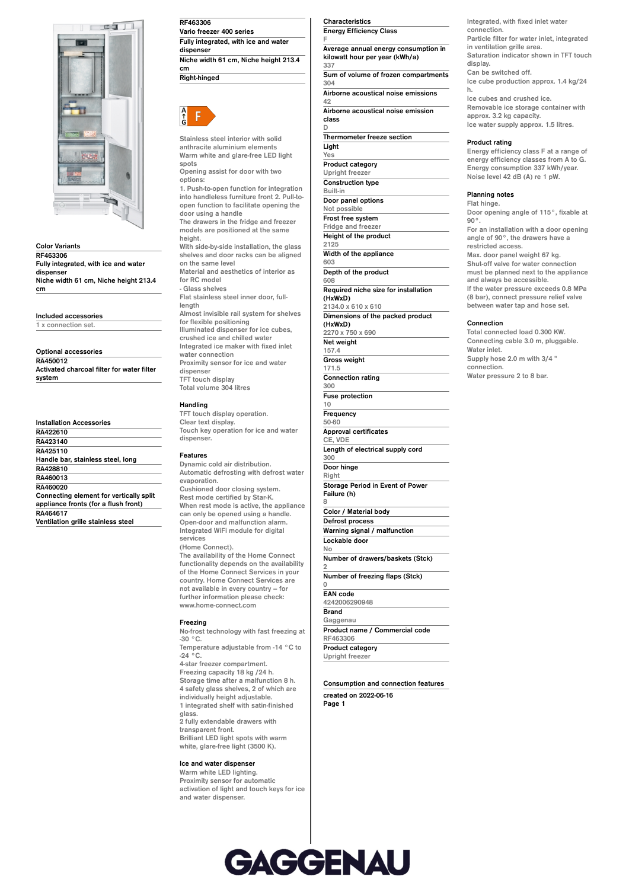## Color Variants

**RF463306**
Fully integrated, with ice and water dispenser
Niche width 61 cm, Niche height 213.4 cm

## Included accessories

1 x connection set.

## Optional accessories

**RA450012**
Activated charcoal filter for water filter system

## Installation Accessories

**RA422610**

**RA423140**

**RA425110**
Handle bar, stainless steel, long

**RA428810**

**RA460013**

**RA460020**
Connecting element for vertically split appliance fronts (for a flush front)

**RA464617**
Ventilation grille stainless steel

# RF463306

**Vario freezer 400 series**

**Fully integrated, with ice and water dispenser**

**Niche width 61 cm, Niche height 213.4 cm**

**Right-hinged**

A–G F

Stainless steel interior with solid anthracite aluminium elements
Warm white and glare-free LED light spots
Opening assist for door with two options:
1. Push-to-open function for integration into handleless furniture front 2. Pull-to-open function to facilitate opening the door using a handle
The drawers in the fridge and freezer models are positioned at the same height.
With side-by-side installation, the glass shelves and door racks can be aligned on the same level
Material and aesthetics of interior as for RC model
- Glass shelves
Flat stainless steel inner door, full-length
Almost invisible rail system for shelves for flexible positioning
Illuminated dispenser for ice cubes, crushed ice and chilled water
Integrated ice maker with fixed inlet water connection
Proximity sensor for ice and water dispenser
TFT touch display
Total volume 304 litres

### Handling

TFT touch display operation.
Clear text display.
Touch key operation for ice and water dispenser.

### Features

Dynamic cold air distribution.
Automatic defrosting with defrost water evaporation.
Cushioned door closing system.
Rest mode certified by Star-K.
When rest mode is active, the appliance can only be opened using a handle.
Open-door and malfunction alarm.
Integrated WiFi module for digital services
(Home Connect).
The availability of the Home Connect functionality depends on the availability of the Home Connect Services in your country. Home Connect Services are not available in every country – for further information please check: www.home-connect.com

### Freezing

No-frost technology with fast freezing at -30 °C.
Temperature adjustable from -14 °C to -24 °C.
4-star freezer compartment.
Freezing capacity 18 kg /24 h.
Storage time after a malfunction 8 h.
4 safety glass shelves, 2 of which are individually height adjustable.
1 integrated shelf with satin-finished glass.
2 fully extendable drawers with transparent front.
Brilliant LED light spots with warm white, glare-free light (3500 K).

### Ice and water dispenser

Warm white LED lighting.
Proximity sensor for automatic activation of light and touch keys for ice and water dispenser.
Integrated, with fixed inlet water connection.
Particle filter for water inlet, integrated in ventilation grille area.
Saturation indicator shown in TFT touch display.
Can be switched off.
Ice cube production approx. 1.4 kg/24 h.
Ice cubes and crushed ice.
Removable ice storage container with approx. 3.2 kg capacity.
Ice water supply approx. 1.5 litres.

### Characteristics

| Characteristic | Value |
|---|---|
| Energy Efficiency Class | F |
| Average annual energy consumption in kilowatt hour per year (kWh/a) | 337 |
| Sum of volume of frozen compartments | 304 |
| Airborne acoustical noise emissions | 42 |
| Airborne acoustical noise emission class | D |
| Thermometer freeze section | |
| Light | Yes |
| Product category | Upright freezer |
| Construction type | Built-in |
| Door panel options | Not possible |
| Frost free system | Fridge and freezer |
| Height of the product | 2125 |
| Width of the appliance | 603 |
| Depth of the product | 608 |
| Required niche size for installation (HxWxD) | 2134.0 x 610 x 610 |
| Dimensions of the packed product (HxWxD) | 2270 x 750 x 690 |
| Net weight | 157.4 |
| Gross weight | 171.5 |
| Connection rating | 300 |
| Fuse protection | 10 |
| Frequency | 50-60 |
| Approval certificates | CE, VDE |
| Length of electrical supply cord | 300 |
| Door hinge | Right |
| Storage Period in Event of Power Failure (h) | 8 |
| Color / Material body | |
| Defrost process | |
| Warning signal / malfunction | |
| Lockable door | No |
| Number of drawers/baskets (Stck) | 2 |
| Number of freezing flaps (Stck) | 0 |
| EAN code | 4242006290948 |
| Brand | Gaggenau |
| Product name / Commercial code | RF463306 |
| Product category | Upright freezer |

### Product rating

Energy efficiency class F at a range of energy efficiency classes from A to G.
Energy consumption 337 kWh/year.
Noise level 42 dB (A) re 1 pW.

### Planning notes

Flat hinge.
Door opening angle of 115°, fixable at 90°.
For an installation with a door opening angle of 90°, the drawers have a restricted access.
Max. door panel weight 67 kg.
Shut-off valve for water connection must be planned next to the appliance and always be accessible.
If the water pressure exceeds 0.8 MPa (8 bar), connect pressure relief valve between water tap and hose set.

### Connection

Total connected load 0.300 KW.
Connecting cable 3.0 m, pluggable.
Water inlet.
Supply hose 2.0 m with 3/4 " connection.
Water pressure 2 to 8 bar.

### Consumption and connection features

created on 2022-06-16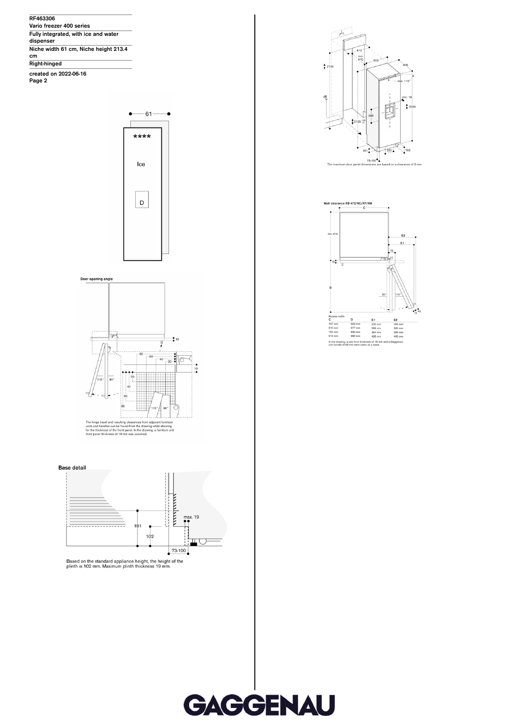RF463306

Vario freezer 400 series

Fully integrated, with ice and water dispenser

Niche width 61 cm, Niche height 213.4 cm

Right-hinged

created on 2022-06-16

61

****

Ice

D

Door opening angle

19

60

40

20

19

115°

90°

20

40

60

80

115°

90°

The hinge travel and resulting clearances from adjacent furniture units and handles can be found from the drawing while allowing for the thickness of the front panel. In the drawing, a furniture unit front panel thickness of 19 mm was assumed.

Base detail

max. 19

181

102

73-100

Based on the standard appliance height, the height of the plinth is 102 mm. Maximum plinth thickness 19 mm.

610

min. 610

603

608

2134

max. 115°

min. 19

2029

368

2125

181

231

102

73-100

The maximum door panel dimensions are based on a clearance of 3 mm.

Wall clearance RB 472/RC/RF/RW

C

min. 610

E2

E1

76

11

16

D

90°

115°

19

49

| Recess width C | D | E1 | E2 |
|---|---|---|---|
| 457 mm | 525 mm | 235 mm | 265 mm |
| 610 mm | 677 mm | 299 mm | 330 mm |
| 762 mm | 830 mm | 364 mm | 395 mm |
| 914 mm | 980 mm | 428 mm | 460 mm |

In the drawing, a unit front thickness of 19 mm and a Gaggenau unit handle of 49 mm were taken as a basis.

GAGGENAU